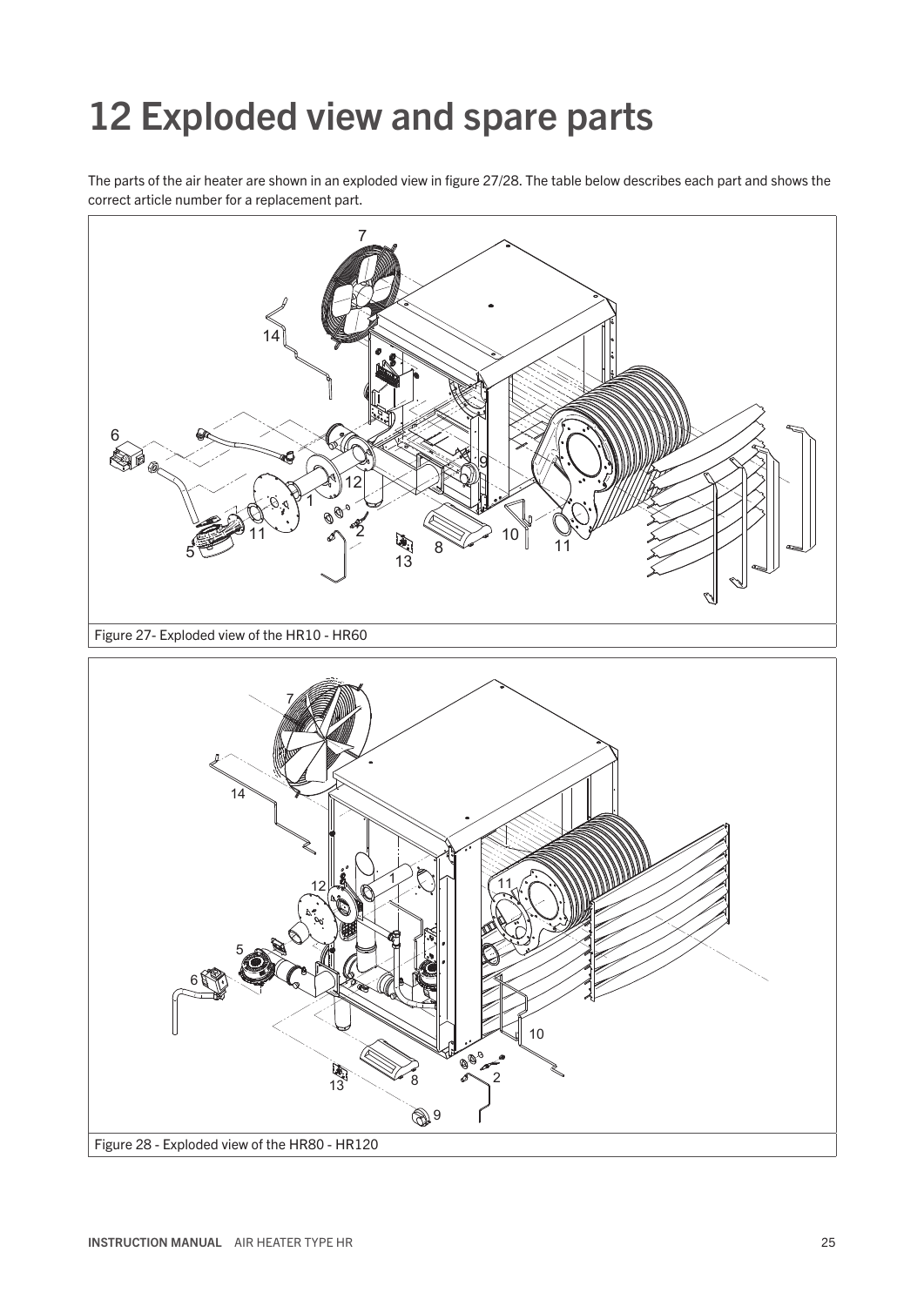# 12 Exploded view and spare parts

The parts of the air heater are shown in an exploded view in figure 27/28. The table below describes each part and shows the correct article number for a replacement part.

Figure 27- Exploded view of the HR10 - HR60

Figure 28 - Exploded view of the HR80 - HR120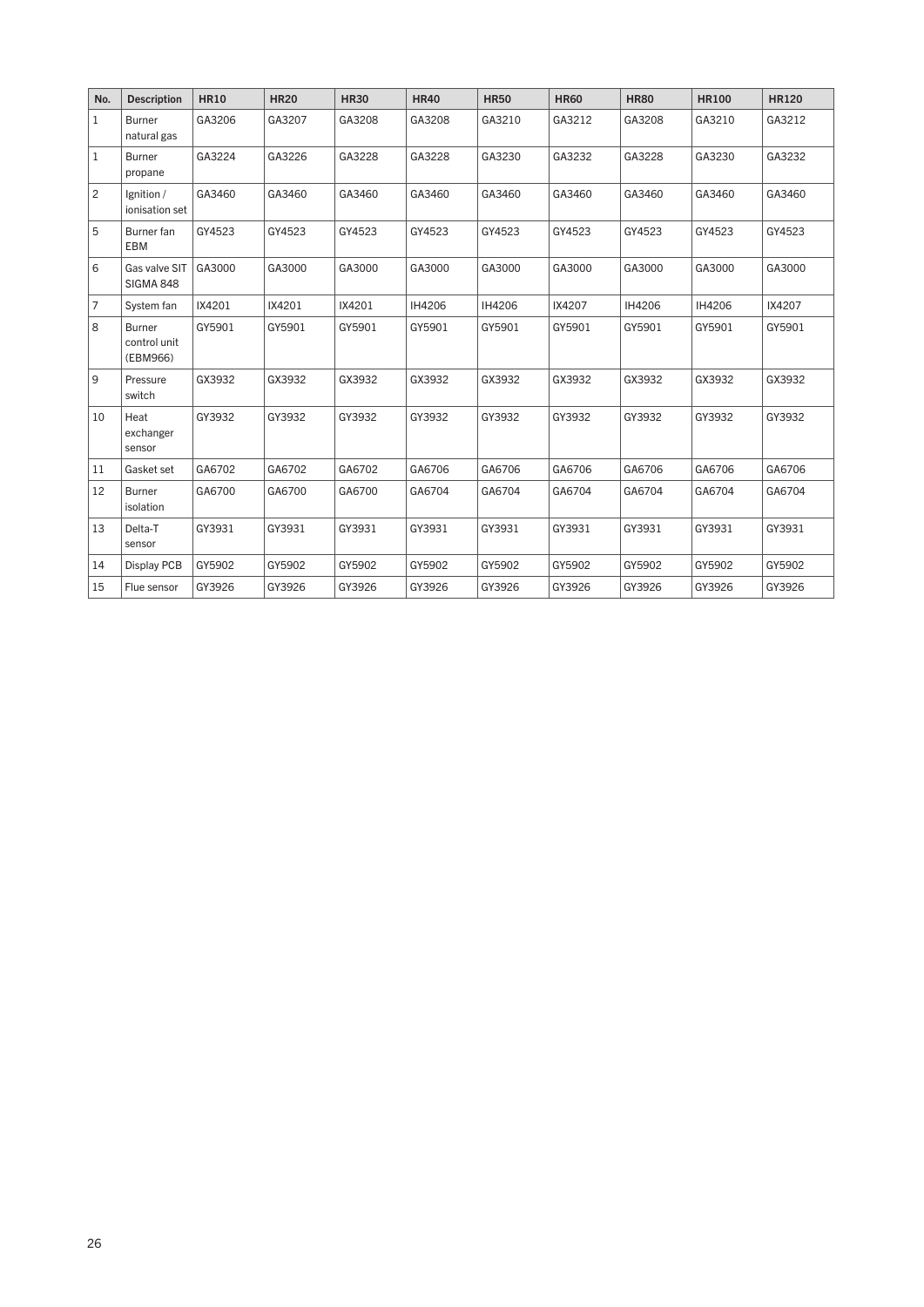| No. | Description | HR10 | HR20 | HR30 | HR40 | HR50 | HR60 | HR80 | HR100 | HR120 |
|---|---|---|---|---|---|---|---|---|---|---|
| 1 | Burner natural gas | GA3206 | GA3207 | GA3208 | GA3208 | GA3210 | GA3212 | GA3208 | GA3210 | GA3212 |
| 1 | Burner propane | GA3224 | GA3226 | GA3228 | GA3228 | GA3230 | GA3232 | GA3228 | GA3230 | GA3232 |
| 2 | Ignition / ionisation set | GA3460 | GA3460 | GA3460 | GA3460 | GA3460 | GA3460 | GA3460 | GA3460 | GA3460 |
| 5 | Burner fan EBM | GY4523 | GY4523 | GY4523 | GY4523 | GY4523 | GY4523 | GY4523 | GY4523 | GY4523 |
| 6 | Gas valve SIT SIGMA 848 | GA3000 | GA3000 | GA3000 | GA3000 | GA3000 | GA3000 | GA3000 | GA3000 | GA3000 |
| 7 | System fan | IX4201 | IX4201 | IX4201 | IH4206 | IH4206 | IX4207 | IH4206 | IH4206 | IX4207 |
| 8 | Burner control unit (EBM966) | GY5901 | GY5901 | GY5901 | GY5901 | GY5901 | GY5901 | GY5901 | GY5901 | GY5901 |
| 9 | Pressure switch | GX3932 | GX3932 | GX3932 | GX3932 | GX3932 | GX3932 | GX3932 | GX3932 | GX3932 |
| 10 | Heat exchanger sensor | GY3932 | GY3932 | GY3932 | GY3932 | GY3932 | GY3932 | GY3932 | GY3932 | GY3932 |
| 11 | Gasket set | GA6702 | GA6702 | GA6702 | GA6706 | GA6706 | GA6706 | GA6706 | GA6706 | GA6706 |
| 12 | Burner isolation | GA6700 | GA6700 | GA6700 | GA6704 | GA6704 | GA6704 | GA6704 | GA6704 | GA6704 |
| 13 | Delta-T sensor | GY3931 | GY3931 | GY3931 | GY3931 | GY3931 | GY3931 | GY3931 | GY3931 | GY3931 |
| 14 | Display PCB | GY5902 | GY5902 | GY5902 | GY5902 | GY5902 | GY5902 | GY5902 | GY5902 | GY5902 |
| 15 | Flue sensor | GY3926 | GY3926 | GY3926 | GY3926 | GY3926 | GY3926 | GY3926 | GY3926 | GY3926 |